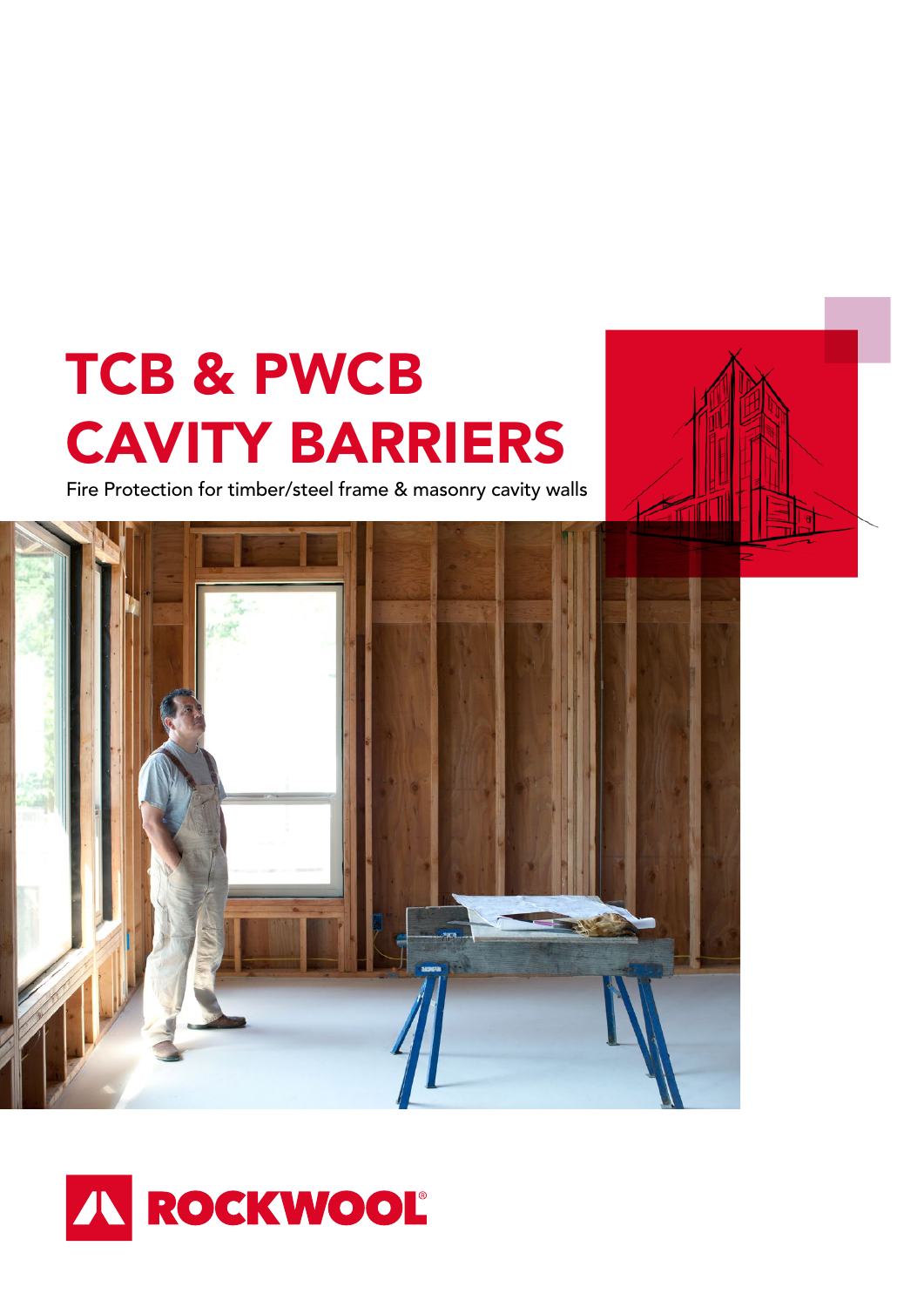# TCB & PWCB CAVITY BARRIERS

Fire Protection for timber/steel frame & masonry cavity walls

ROCKWOOL®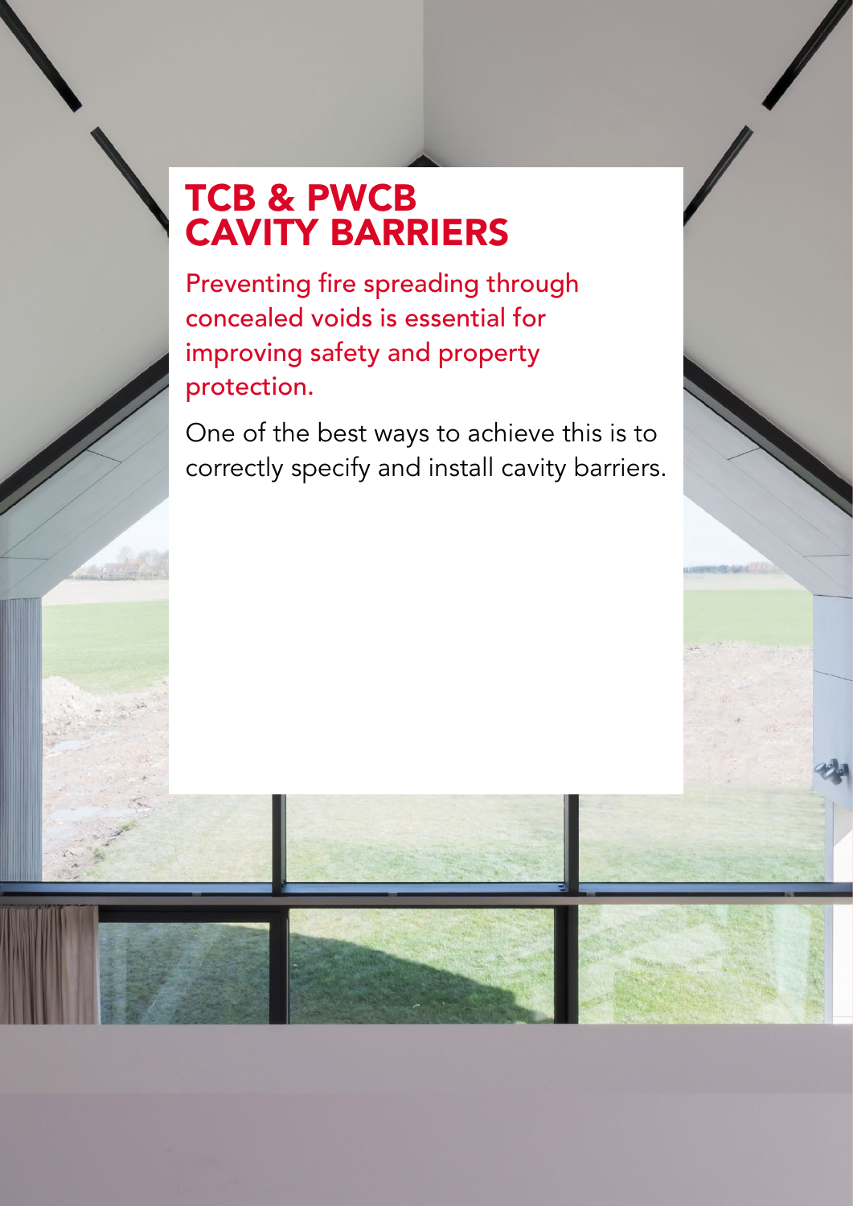# TCB & PWCB CAVITY BARRIERS

Preventing fire spreading through concealed voids is essential for improving safety and property protection.

One of the best ways to achieve this is to correctly specify and install cavity barriers.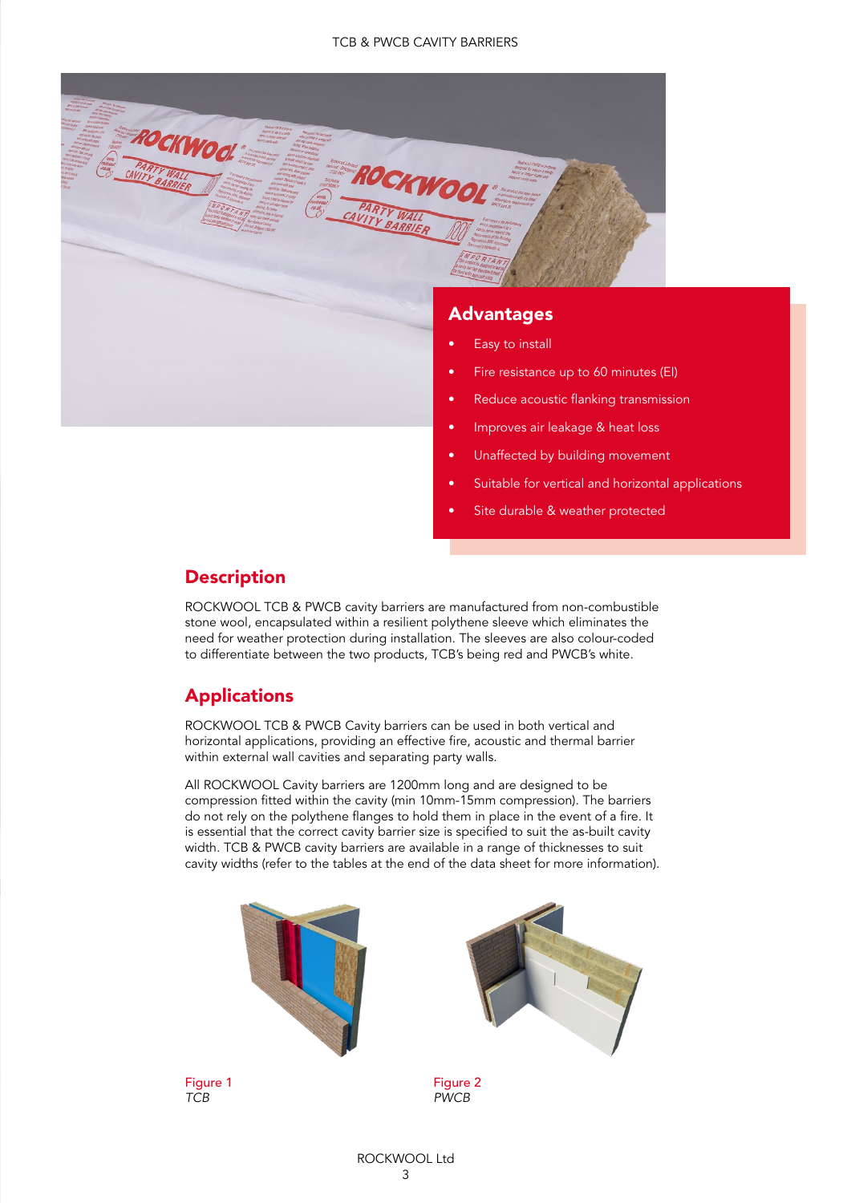## Advantages

- Easy to install
- Fire resistance up to 60 minutes (EI)
- Reduce acoustic flanking transmission
- Improves air leakage & heat loss
- Unaffected by building movement
- Suitable for vertical and horizontal applications
- Site durable & weather protected

## Description

ROCKWOOL TCB & PWCB cavity barriers are manufactured from non-combustible stone wool, encapsulated within a resilient polythene sleeve which eliminates the need for weather protection during installation. The sleeves are also colour-coded to differentiate between the two products, TCB's being red and PWCB's white.

## Applications

ROCKWOOL TCB & PWCB Cavity barriers can be used in both vertical and horizontal applications, providing an effective fire, acoustic and thermal barrier within external wall cavities and separating party walls.

All ROCKWOOL Cavity barriers are 1200mm long and are designed to be compression fitted within the cavity (min 10mm-15mm compression). The barriers do not rely on the polythene flanges to hold them in place in the event of a fire. It is essential that the correct cavity barrier size is specified to suit the as-built cavity width. TCB & PWCB cavity barriers are available in a range of thicknesses to suit cavity widths (refer to the tables at the end of the data sheet for more information).

Figure 1
*TCB*

Figure 2
*PWCB*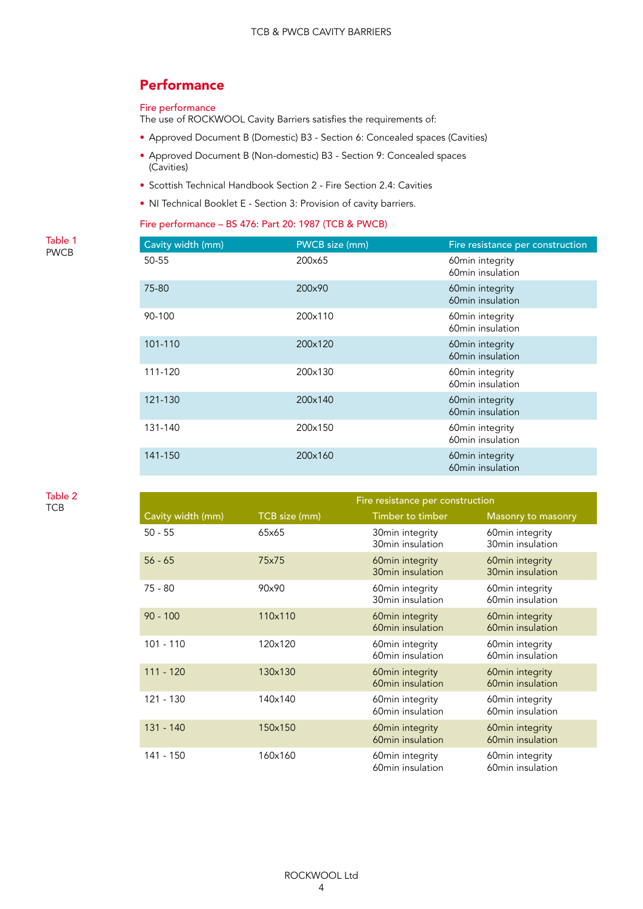## Performance

### Fire performance

The use of ROCKWOOL Cavity Barriers satisfies the requirements of:

- Approved Document B (Domestic) B3 - Section 6: Concealed spaces (Cavities)
- Approved Document B (Non-domestic) B3 - Section 9: Concealed spaces (Cavities)
- Scottish Technical Handbook Section 2 - Fire Section 2.4: Cavities
- NI Technical Booklet E - Section 3: Provision of cavity barriers.

### Fire performance – BS 476: Part 20: 1987 (TCB & PWCB)

Table 1
PWCB

| Cavity width (mm) | PWCB size (mm) | Fire resistance per construction |
|---|---|---|
| 50-55 | 200x65 | 60min integrity<br>60min insulation |
| 75-80 | 200x90 | 60min integrity<br>60min insulation |
| 90-100 | 200x110 | 60min integrity<br>60min insulation |
| 101-110 | 200x120 | 60min integrity<br>60min insulation |
| 111-120 | 200x130 | 60min integrity<br>60min insulation |
| 121-130 | 200x140 | 60min integrity<br>60min insulation |
| 131-140 | 200x150 | 60min integrity<br>60min insulation |
| 141-150 | 200x160 | 60min integrity<br>60min insulation |

Table 2
TCB

| | | Fire resistance per construction | |
|---|---|---|---|
| Cavity width (mm) | TCB size (mm) | Timber to timber | Masonry to masonry |
| 50 - 55 | 65x65 | 30min integrity<br>30min insulation | 60min integrity<br>30min insulation |
| 56 - 65 | 75x75 | 60min integrity<br>30min insulation | 60min integrity<br>30min insulation |
| 75 - 80 | 90x90 | 60min integrity<br>30min insulation | 60min integrity<br>60min insulation |
| 90 - 100 | 110x110 | 60min integrity<br>60min insulation | 60min integrity<br>60min insulation |
| 101 - 110 | 120x120 | 60min integrity<br>60min insulation | 60min integrity<br>60min insulation |
| 111 - 120 | 130x130 | 60min integrity<br>60min insulation | 60min integrity<br>60min insulation |
| 121 - 130 | 140x140 | 60min integrity<br>60min insulation | 60min integrity<br>60min insulation |
| 131 - 140 | 150x150 | 60min integrity<br>60min insulation | 60min integrity<br>60min insulation |
| 141 - 150 | 160x160 | 60min integrity<br>60min insulation | 60min integrity<br>60min insulation |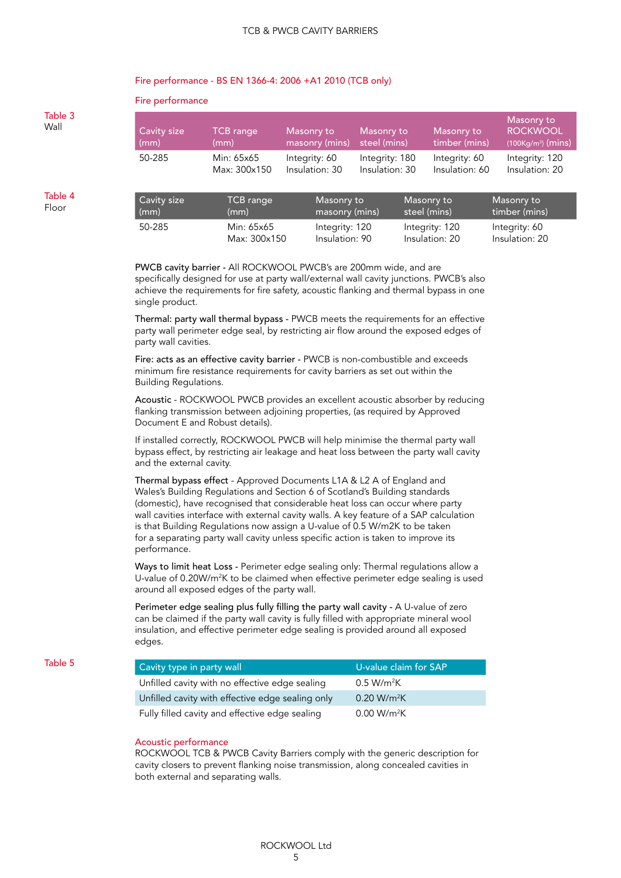## Fire performance - BS EN 1366-4: 2006 +A1 2010 (TCB only)

### Fire performance

Table 3
Wall

| Cavity size (mm) | TCB range (mm) | Masonry to masonry (mins) | Masonry to steel (mins) | Masonry to timber (mins) | Masonry to ROCKWOOL (100Kg/m³) (mins) |
|---|---|---|---|---|---|
| 50-285 | Min: 65x65<br>Max: 300x150 | Integrity: 60<br>Insulation: 30 | Integrity: 180<br>Insulation: 30 | Integrity: 60<br>Insulation: 60 | Integrity: 120<br>Insulation: 20 |

Table 4
Floor

| Cavity size (mm) | TCB range (mm) | Masonry to masonry (mins) | Masonry to steel (mins) | Masonry to timber (mins) |
|---|---|---|---|---|
| 50-285 | Min: 65x65<br>Max: 300x150 | Integrity: 120<br>Insulation: 90 | Integrity: 120<br>Insulation: 20 | Integrity: 60<br>Insulation: 20 |

PWCB cavity barrier - All ROCKWOOL PWCB's are 200mm wide, and are specifically designed for use at party wall/external wall cavity junctions. PWCB's also achieve the requirements for fire safety, acoustic flanking and thermal bypass in one single product.

Thermal: party wall thermal bypass - PWCB meets the requirements for an effective party wall perimeter edge seal, by restricting air flow around the exposed edges of party wall cavities.

Fire: acts as an effective cavity barrier - PWCB is non-combustible and exceeds minimum fire resistance requirements for cavity barriers as set out within the Building Regulations.

Acoustic - ROCKWOOL PWCB provides an excellent acoustic absorber by reducing flanking transmission between adjoining properties, (as required by Approved Document E and Robust details).

If installed correctly, ROCKWOOL PWCB will help minimise the thermal party wall bypass effect, by restricting air leakage and heat loss between the party wall cavity and the external cavity.

Thermal bypass effect - Approved Documents L1A & L2 A of England and Wales's Building Regulations and Section 6 of Scotland's Building standards (domestic), have recognised that considerable heat loss can occur where party wall cavities interface with external cavity walls. A key feature of a SAP calculation is that Building Regulations now assign a U-value of 0.5 W/m2K to be taken for a separating party wall cavity unless specific action is taken to improve its performance.

Ways to limit heat Loss - Perimeter edge sealing only: Thermal regulations allow a U-value of 0.20W/m²K to be claimed when effective perimeter edge sealing is used around all exposed edges of the party wall.

Perimeter edge sealing plus fully filling the party wall cavity - A U-value of zero can be claimed if the party wall cavity is fully filled with appropriate mineral wool insulation, and effective perimeter edge sealing is provided around all exposed edges.

Table 5

| Cavity type in party wall | U-value claim for SAP |
|---|---|
| Unfilled cavity with no effective edge sealing | 0.5 W/m²K |
| Unfilled cavity with effective edge sealing only | 0.20 W/m²K |
| Fully filled cavity and effective edge sealing | 0.00 W/m²K |

### Acoustic performance

ROCKWOOL TCB & PWCB Cavity Barriers comply with the generic description for cavity closers to prevent flanking noise transmission, along concealed cavities in both external and separating walls.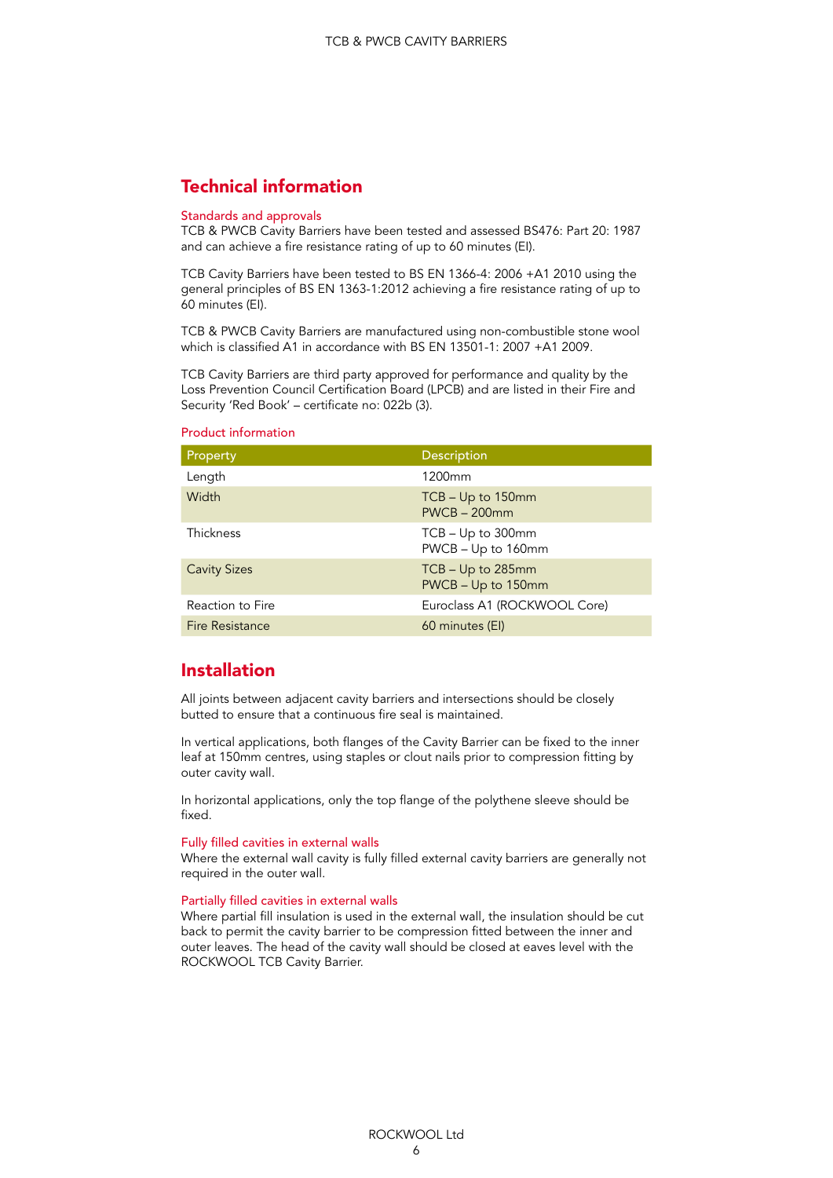## Technical information

### Standards and approvals

TCB & PWCB Cavity Barriers have been tested and assessed BS476: Part 20: 1987 and can achieve a fire resistance rating of up to 60 minutes (EI).

TCB Cavity Barriers have been tested to BS EN 1366-4: 2006 +A1 2010 using the general principles of BS EN 1363-1:2012 achieving a fire resistance rating of up to 60 minutes (EI).

TCB & PWCB Cavity Barriers are manufactured using non-combustible stone wool which is classified A1 in accordance with BS EN 13501-1: 2007 +A1 2009.

TCB Cavity Barriers are third party approved for performance and quality by the Loss Prevention Council Certification Board (LPCB) and are listed in their Fire and Security 'Red Book' – certificate no: 022b (3).

### Product information

| Property | Description |
|---|---|
| Length | 1200mm |
| Width | TCB – Up to 150mm<br>PWCB – 200mm |
| Thickness | TCB – Up to 300mm<br>PWCB – Up to 160mm |
| Cavity Sizes | TCB – Up to 285mm<br>PWCB – Up to 150mm |
| Reaction to Fire | Euroclass A1 (ROCKWOOL Core) |
| Fire Resistance | 60 minutes (EI) |

## Installation

All joints between adjacent cavity barriers and intersections should be closely butted to ensure that a continuous fire seal is maintained.

In vertical applications, both flanges of the Cavity Barrier can be fixed to the inner leaf at 150mm centres, using staples or clout nails prior to compression fitting by outer cavity wall.

In horizontal applications, only the top flange of the polythene sleeve should be fixed.

### Fully filled cavities in external walls

Where the external wall cavity is fully filled external cavity barriers are generally not required in the outer wall.

### Partially filled cavities in external walls

Where partial fill insulation is used in the external wall, the insulation should be cut back to permit the cavity barrier to be compression fitted between the inner and outer leaves. The head of the cavity wall should be closed at eaves level with the ROCKWOOL TCB Cavity Barrier.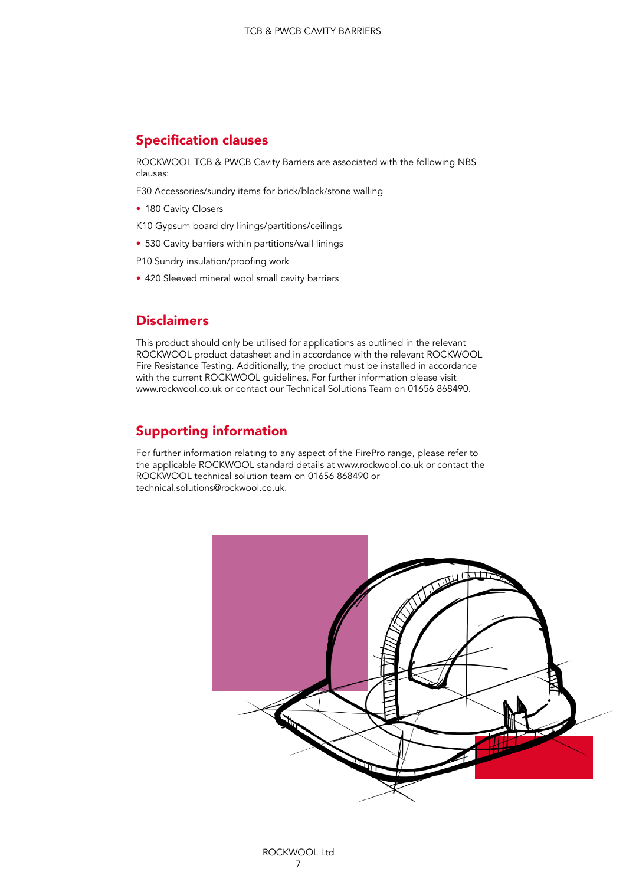## Specification clauses

ROCKWOOL TCB & PWCB Cavity Barriers are associated with the following NBS clauses:

F30 Accessories/sundry items for brick/block/stone walling

- 180 Cavity Closers

K10 Gypsum board dry linings/partitions/ceilings

- 530 Cavity barriers within partitions/wall linings

P10 Sundry insulation/proofing work

- 420 Sleeved mineral wool small cavity barriers

## Disclaimers

This product should only be utilised for applications as outlined in the relevant ROCKWOOL product datasheet and in accordance with the relevant ROCKWOOL Fire Resistance Testing. Additionally, the product must be installed in accordance with the current ROCKWOOL guidelines. For further information please visit www.rockwool.co.uk or contact our Technical Solutions Team on 01656 868490.

## Supporting information

For further information relating to any aspect of the FirePro range, please refer to the applicable ROCKWOOL standard details at www.rockwool.co.uk or contact the ROCKWOOL technical solution team on 01656 868490 or technical.solutions@rockwool.co.uk.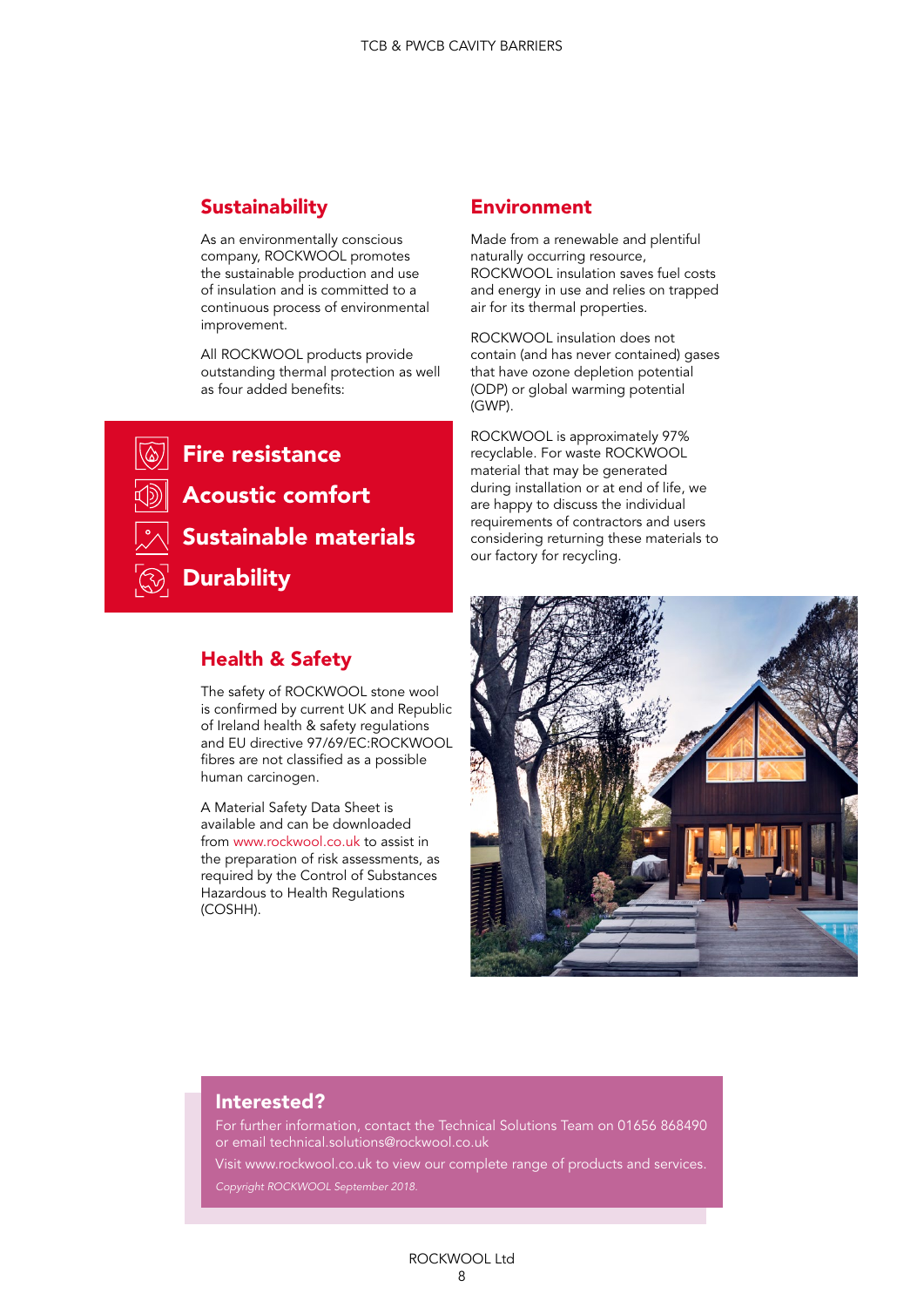## Sustainability

As an environmentally conscious company, ROCKWOOL promotes the sustainable production and use of insulation and is committed to a continuous process of environmental improvement.

All ROCKWOOL products provide outstanding thermal protection as well as four added benefits:

- **Fire resistance**
- **Acoustic comfort**
- **Sustainable materials**
- **Durability**

## Health & Safety

The safety of ROCKWOOL stone wool is confirmed by current UK and Republic of Ireland health & safety regulations and EU directive 97/69/EC:ROCKWOOL fibres are not classified as a possible human carcinogen.

A Material Safety Data Sheet is available and can be downloaded from www.rockwool.co.uk to assist in the preparation of risk assessments, as required by the Control of Substances Hazardous to Health Regulations (COSHH).

## Environment

Made from a renewable and plentiful naturally occurring resource, ROCKWOOL insulation saves fuel costs and energy in use and relies on trapped air for its thermal properties.

ROCKWOOL insulation does not contain (and has never contained) gases that have ozone depletion potential (ODP) or global warming potential (GWP).

ROCKWOOL is approximately 97% recyclable. For waste ROCKWOOL material that may be generated during installation or at end of life, we are happy to discuss the individual requirements of contractors and users considering returning these materials to our factory for recycling.

## Interested?

For further information, contact the Technical Solutions Team on 01656 868490 or email technical.solutions@rockwool.co.uk

Visit www.rockwool.co.uk to view our complete range of products and services.

*Copyright ROCKWOOL September 2018.*

ROCKWOOL Ltd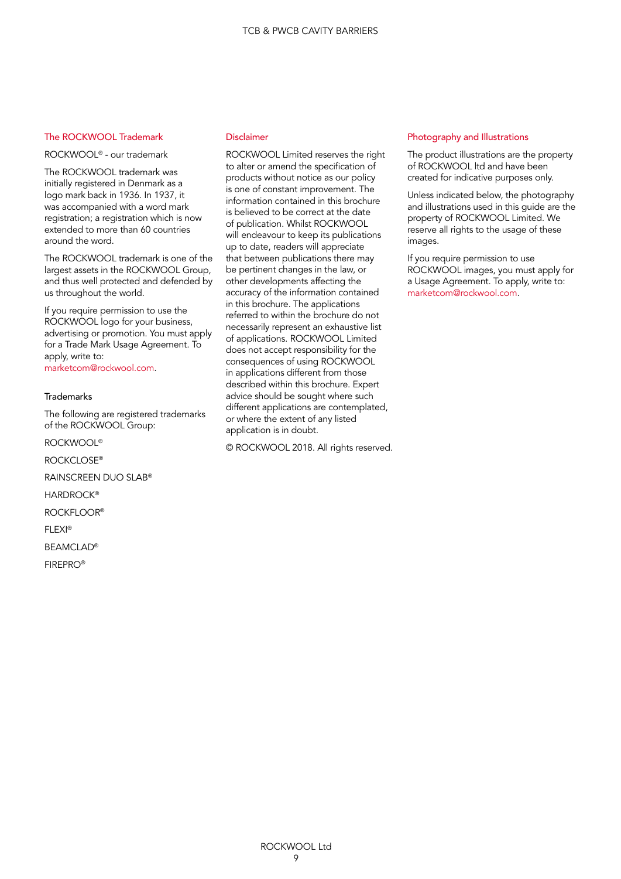## The ROCKWOOL Trademark

ROCKWOOL® - our trademark

The ROCKWOOL trademark was initially registered in Denmark as a logo mark back in 1936. In 1937, it was accompanied with a word mark registration; a registration which is now extended to more than 60 countries around the word.

The ROCKWOOL trademark is one of the largest assets in the ROCKWOOL Group, and thus well protected and defended by us throughout the world.

If you require permission to use the ROCKWOOL logo for your business, advertising or promotion. You must apply for a Trade Mark Usage Agreement. To apply, write to: marketcom@rockwool.com.

### Trademarks

The following are registered trademarks of the ROCKWOOL Group:

ROCKWOOL®

ROCKCLOSE®

RAINSCREEN DUO SLAB®

HARDROCK®

ROCKFLOOR®

FLEXI®

BEAMCLAD®

FIREPRO®

## Disclaimer

ROCKWOOL Limited reserves the right to alter or amend the specification of products without notice as our policy is one of constant improvement. The information contained in this brochure is believed to be correct at the date of publication. Whilst ROCKWOOL will endeavour to keep its publications up to date, readers will appreciate that between publications there may be pertinent changes in the law, or other developments affecting the accuracy of the information contained in this brochure. The applications referred to within the brochure do not necessarily represent an exhaustive list of applications. ROCKWOOL Limited does not accept responsibility for the consequences of using ROCKWOOL in applications different from those described within this brochure. Expert advice should be sought where such different applications are contemplated, or where the extent of any listed application is in doubt.

© ROCKWOOL 2018. All rights reserved.

## Photography and Illustrations

The product illustrations are the property of ROCKWOOL ltd and have been created for indicative purposes only.

Unless indicated below, the photography and illustrations used in this guide are the property of ROCKWOOL Limited. We reserve all rights to the usage of these images.

If you require permission to use ROCKWOOL images, you must apply for a Usage Agreement. To apply, write to: marketcom@rockwool.com.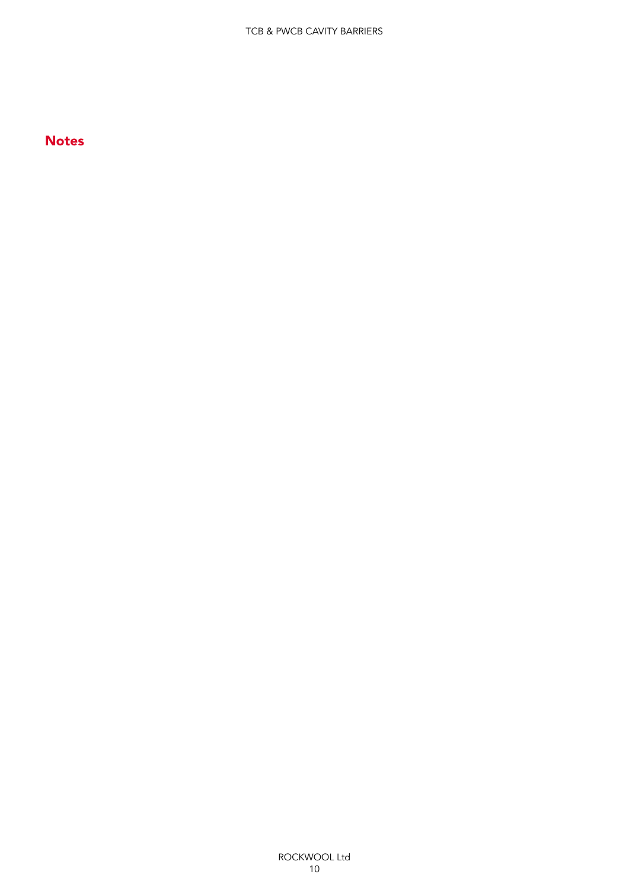## Notes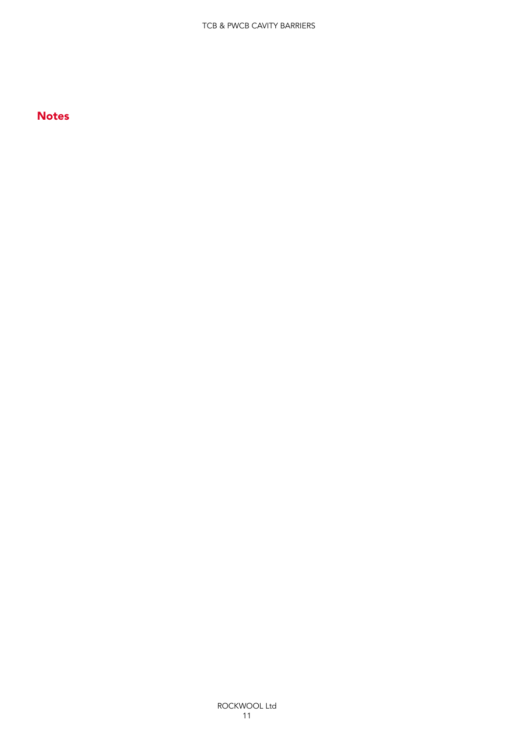## Notes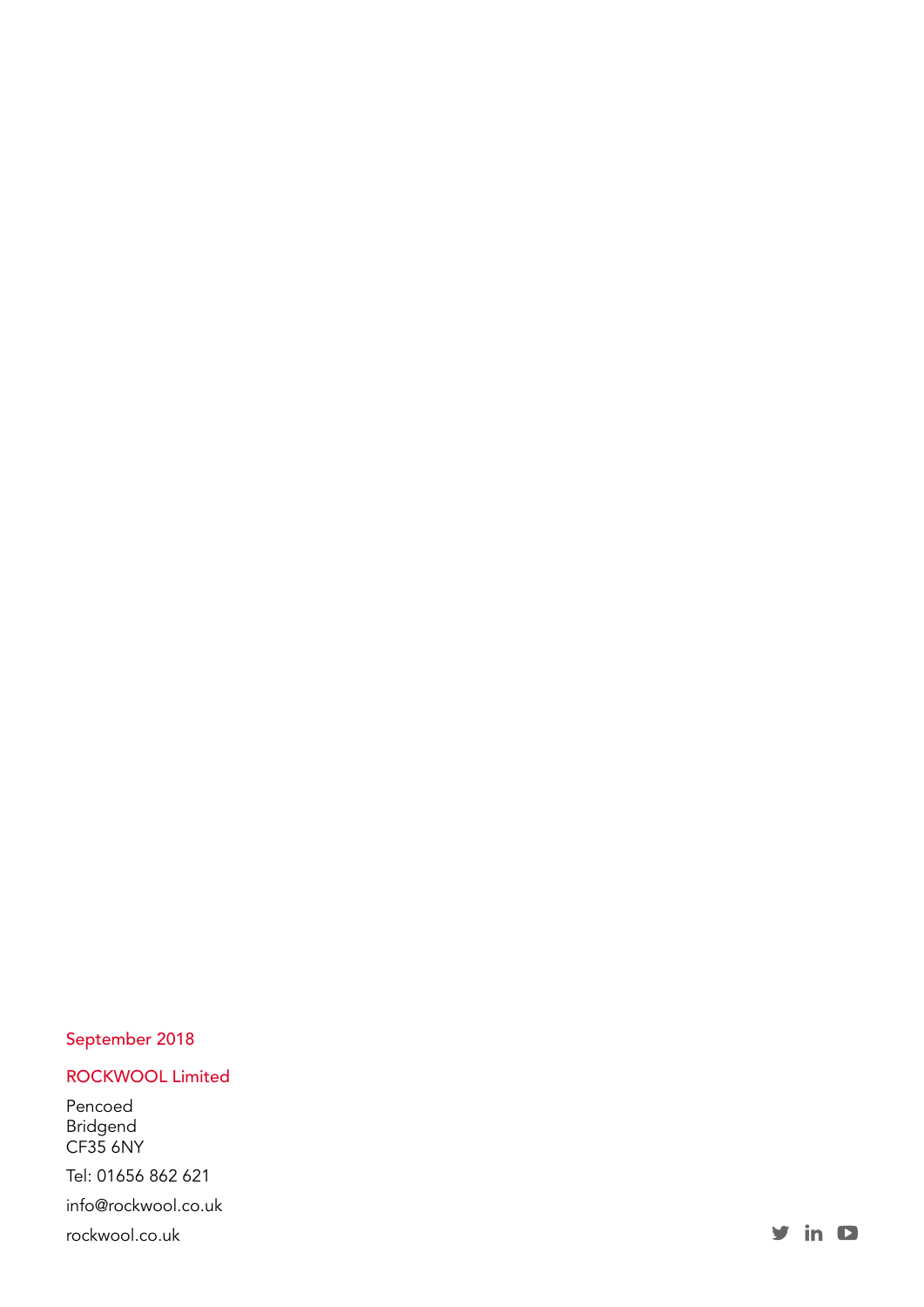September 2018

ROCKWOOL Limited

Pencoed
Bridgend
CF35 6NY

Tel: 01656 862 621

info@rockwool.co.uk

rockwool.co.uk